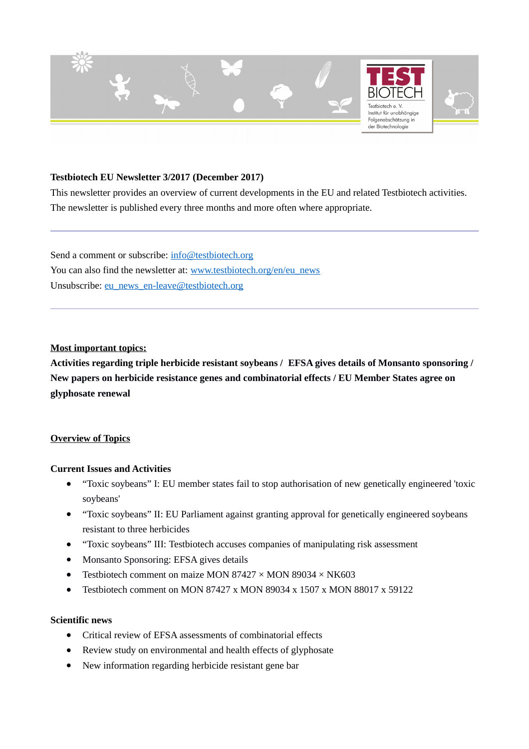**Testbiotech EU Newsletter 3/2017 (December 2017)**

This newsletter provides an overview of current developments in the EU and related Testbiotech activities. The newsletter is published every three months and more often where appropriate.

---

Send a comment or subscribe: info@testbiotech.org

You can also find the newsletter at: www.testbiotech.org/en/eu_news

Unsubscribe: eu_news_en-leave@testbiotech.org

---

**Most important topics:**

**Activities regarding triple herbicide resistant soybeans / EFSA gives details of Monsanto sponsoring / New papers on herbicide resistance genes and combinatorial effects / EU Member States agree on glyphosate renewal**

**Overview of Topics**

**Current Issues and Activities**

- “Toxic soybeans” I: EU member states fail to stop authorisation of new genetically engineered 'toxic soybeans'
- “Toxic soybeans” II: EU Parliament against granting approval for genetically engineered soybeans resistant to three herbicides
- “Toxic soybeans” III: Testbiotech accuses companies of manipulating risk assessment
- Monsanto Sponsoring: EFSA gives details
- Testbiotech comment on maize MON 87427 × MON 89034 × NK603
- Testbiotech comment on MON 87427 x MON 89034 x 1507 x MON 88017 x 59122

**Scientific news**

- Critical review of EFSA assessments of combinatorial effects
- Review study on environmental and health effects of glyphosate
- New information regarding herbicide resistant gene bar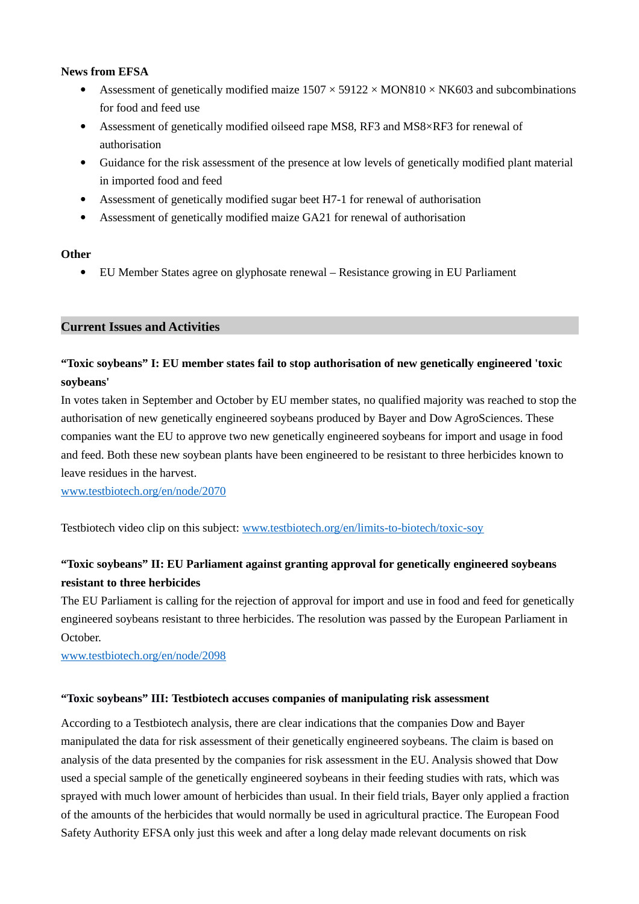**News from EFSA**

- Assessment of genetically modified maize 1507 × 59122 × MON810 × NK603 and subcombinations for food and feed use
- Assessment of genetically modified oilseed rape MS8, RF3 and MS8×RF3 for renewal of authorisation
- Guidance for the risk assessment of the presence at low levels of genetically modified plant material in imported food and feed
- Assessment of genetically modified sugar beet H7-1 for renewal of authorisation
- Assessment of genetically modified maize GA21 for renewal of authorisation

**Other**

- EU Member States agree on glyphosate renewal – Resistance growing in EU Parliament

## Current Issues and Activities

### "Toxic soybeans" I: EU member states fail to stop authorisation of new genetically engineered 'toxic soybeans'

In votes taken in September and October by EU member states, no qualified majority was reached to stop the authorisation of new genetically engineered soybeans produced by Bayer and Dow AgroSciences. These companies want the EU to approve two new genetically engineered soybeans for import and usage in food and feed. Both these new soybean plants have been engineered to be resistant to three herbicides known to leave residues in the harvest.

www.testbiotech.org/en/node/2070

Testbiotech video clip on this subject: www.testbiotech.org/en/limits-to-biotech/toxic-soy

### "Toxic soybeans" II: EU Parliament against granting approval for genetically engineered soybeans resistant to three herbicides

The EU Parliament is calling for the rejection of approval for import and use in food and feed for genetically engineered soybeans resistant to three herbicides. The resolution was passed by the European Parliament in October.

www.testbiotech.org/en/node/2098

### "Toxic soybeans" III: Testbiotech accuses companies of manipulating risk assessment

According to a Testbiotech analysis, there are clear indications that the companies Dow and Bayer manipulated the data for risk assessment of their genetically engineered soybeans. The claim is based on analysis of the data presented by the companies for risk assessment in the EU. Analysis showed that Dow used a special sample of the genetically engineered soybeans in their feeding studies with rats, which was sprayed with much lower amount of herbicides than usual. In their field trials, Bayer only applied a fraction of the amounts of the herbicides that would normally be used in agricultural practice. The European Food Safety Authority EFSA only just this week and after a long delay made relevant documents on risk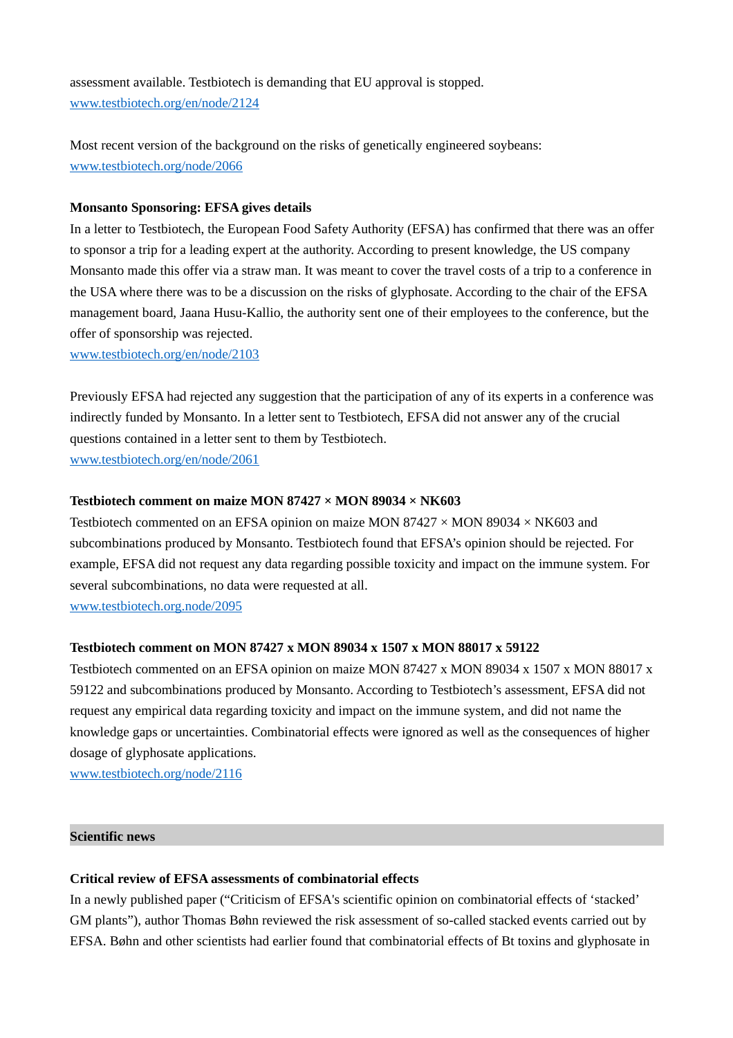assessment available. Testbiotech is demanding that EU approval is stopped.
www.testbiotech.org/en/node/2124

Most recent version of the background on the risks of genetically engineered soybeans:
www.testbiotech.org/node/2066

**Monsanto Sponsoring: EFSA gives details**

In a letter to Testbiotech, the European Food Safety Authority (EFSA) has confirmed that there was an offer to sponsor a trip for a leading expert at the authority. According to present knowledge, the US company Monsanto made this offer via a straw man. It was meant to cover the travel costs of a trip to a conference in the USA where there was to be a discussion on the risks of glyphosate. According to the chair of the EFSA management board, Jaana Husu-Kallio, the authority sent one of their employees to the conference, but the offer of sponsorship was rejected.
www.testbiotech.org/en/node/2103

Previously EFSA had rejected any suggestion that the participation of any of its experts in a conference was indirectly funded by Monsanto. In a letter sent to Testbiotech, EFSA did not answer any of the crucial questions contained in a letter sent to them by Testbiotech.
www.testbiotech.org/en/node/2061

**Testbiotech comment on maize MON 87427 × MON 89034 × NK603**

Testbiotech commented on an EFSA opinion on maize MON 87427 × MON 89034 × NK603 and subcombinations produced by Monsanto. Testbiotech found that EFSA's opinion should be rejected. For example, EFSA did not request any data regarding possible toxicity and impact on the immune system. For several subcombinations, no data were requested at all.
www.testbiotech.org.node/2095

**Testbiotech comment on MON 87427 x MON 89034 x 1507 x MON 88017 x 59122**

Testbiotech commented on an EFSA opinion on maize MON 87427 x MON 89034 x 1507 x MON 88017 x 59122 and subcombinations produced by Monsanto. According to Testbiotech's assessment, EFSA did not request any empirical data regarding toxicity and impact on the immune system, and did not name the knowledge gaps or uncertainties. Combinatorial effects were ignored as well as the consequences of higher dosage of glyphosate applications.
www.testbiotech.org/node/2116

## Scientific news

**Critical review of EFSA assessments of combinatorial effects**

In a newly published paper ("Criticism of EFSA's scientific opinion on combinatorial effects of 'stacked' GM plants"), author Thomas Bøhn reviewed the risk assessment of so-called stacked events carried out by EFSA. Bøhn and other scientists had earlier found that combinatorial effects of Bt toxins and glyphosate in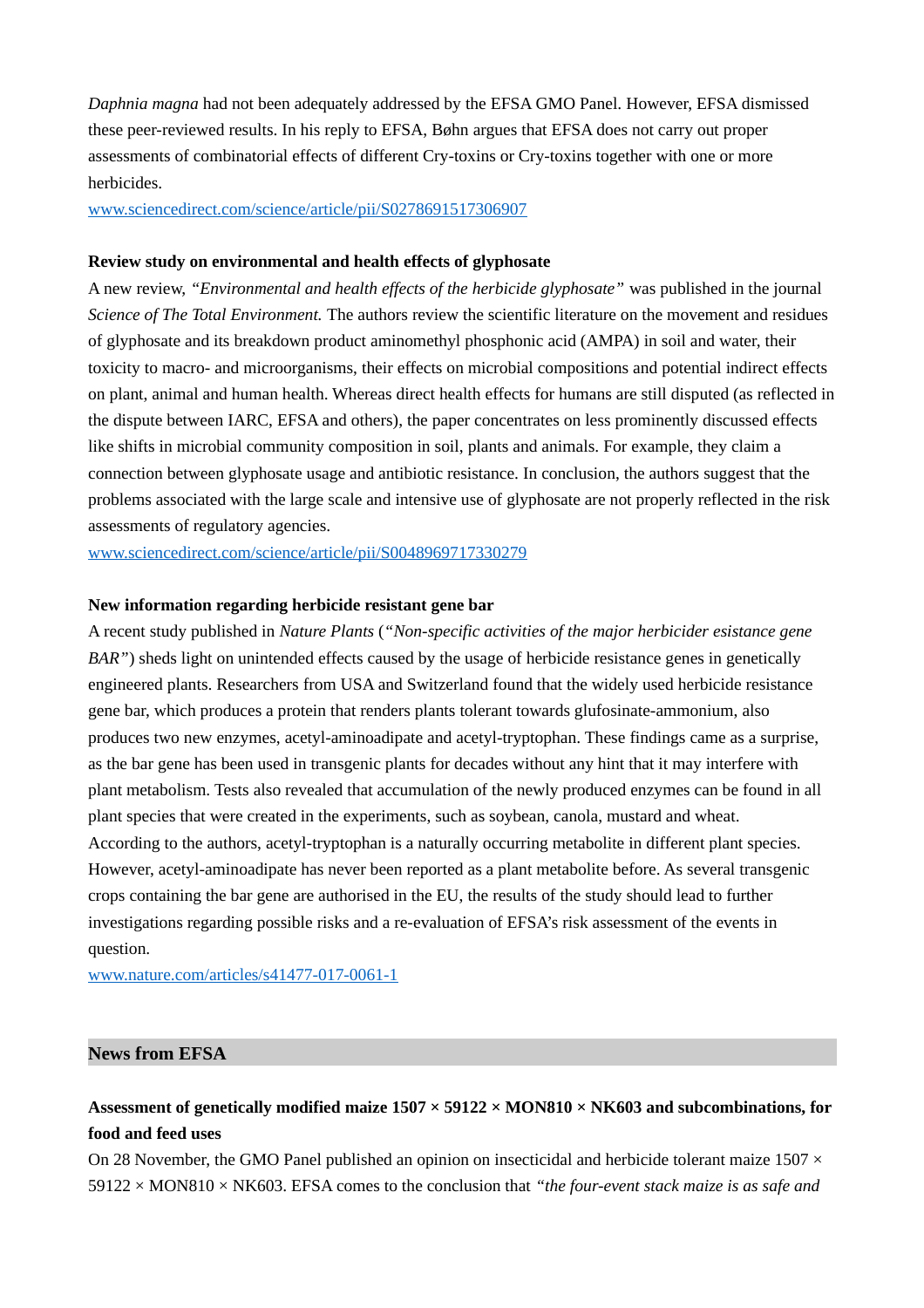*Daphnia magna* had not been adequately addressed by the EFSA GMO Panel. However, EFSA dismissed these peer-reviewed results. In his reply to EFSA, Bøhn argues that EFSA does not carry out proper assessments of combinatorial effects of different Cry-toxins or Cry-toxins together with one or more herbicides.

[www.sciencedirect.com/science/article/pii/S0278691517306907](www.sciencedirect.com/science/article/pii/S0278691517306907)

**Review study on environmental and health effects of glyphosate**

A new review, *"Environmental and health effects of the herbicide glyphosate"* was published in the journal *Science of The Total Environment.* The authors review the scientific literature on the movement and residues of glyphosate and its breakdown product aminomethyl phosphonic acid (AMPA) in soil and water, their toxicity to macro- and microorganisms, their effects on microbial compositions and potential indirect effects on plant, animal and human health. Whereas direct health effects for humans are still disputed (as reflected in the dispute between IARC, EFSA and others), the paper concentrates on less prominently discussed effects like shifts in microbial community composition in soil, plants and animals. For example, they claim a connection between glyphosate usage and antibiotic resistance. In conclusion, the authors suggest that the problems associated with the large scale and intensive use of glyphosate are not properly reflected in the risk assessments of regulatory agencies.

[www.sciencedirect.com/science/article/pii/S0048969717330279](www.sciencedirect.com/science/article/pii/S0048969717330279)

**New information regarding herbicide resistant gene bar**

A recent study published in *Nature Plants* (*"Non-specific activities of the major herbicider esistance gene BAR"*) sheds light on unintended effects caused by the usage of herbicide resistance genes in genetically engineered plants. Researchers from USA and Switzerland found that the widely used herbicide resistance gene bar, which produces a protein that renders plants tolerant towards glufosinate-ammonium, also produces two new enzymes, acetyl-aminoadipate and acetyl-tryptophan. These findings came as a surprise, as the bar gene has been used in transgenic plants for decades without any hint that it may interfere with plant metabolism. Tests also revealed that accumulation of the newly produced enzymes can be found in all plant species that were created in the experiments, such as soybean, canola, mustard and wheat. According to the authors, acetyl-tryptophan is a naturally occurring metabolite in different plant species. However, acetyl-aminoadipate has never been reported as a plant metabolite before. As several transgenic crops containing the bar gene are authorised in the EU, the results of the study should lead to further investigations regarding possible risks and a re-evaluation of EFSA's risk assessment of the events in question.

[www.nature.com/articles/s41477-017-0061-1](www.nature.com/articles/s41477-017-0061-1)

## News from EFSA

**Assessment of genetically modified maize 1507 × 59122 × MON810 × NK603 and subcombinations, for food and feed uses**

On 28 November, the GMO Panel published an opinion on insecticidal and herbicide tolerant maize 1507 × 59122 × MON810 × NK603. EFSA comes to the conclusion that *"the four-event stack maize is as safe and*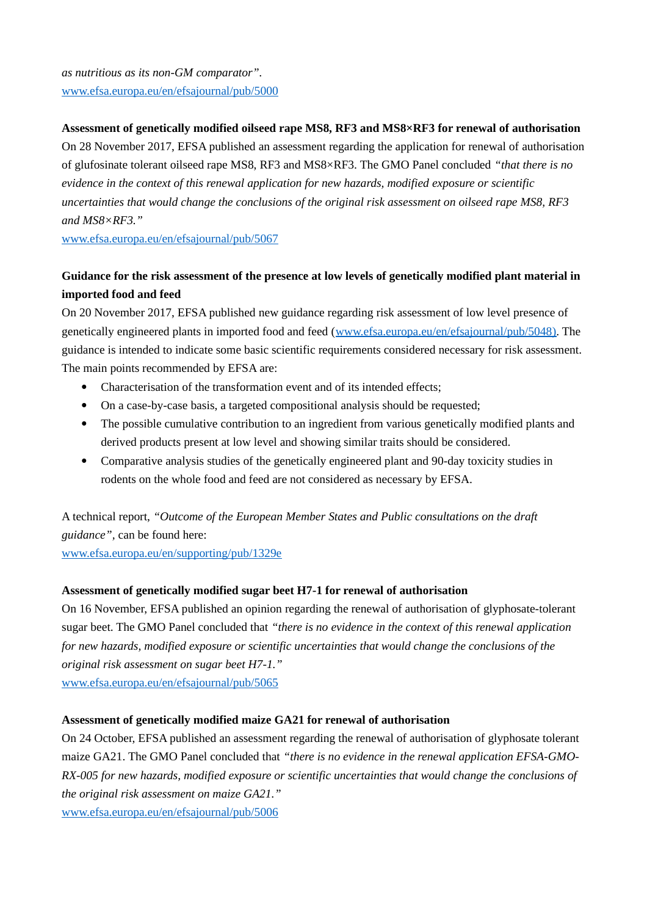*as nutritious as its non-GM comparator".*
www.efsa.europa.eu/en/efsajournal/pub/5000

**Assessment of genetically modified oilseed rape MS8, RF3 and MS8×RF3 for renewal of authorisation**

On 28 November 2017, EFSA published an assessment regarding the application for renewal of authorisation of glufosinate tolerant oilseed rape MS8, RF3 and MS8×RF3. The GMO Panel concluded *"that there is no evidence in the context of this renewal application for new hazards, modified exposure or scientific uncertainties that would change the conclusions of the original risk assessment on oilseed rape MS8, RF3 and MS8×RF3."*
www.efsa.europa.eu/en/efsajournal/pub/5067

**Guidance for the risk assessment of the presence at low levels of genetically modified plant material in imported food and feed**

On 20 November 2017, EFSA published new guidance regarding risk assessment of low level presence of genetically engineered plants in imported food and feed (www.efsa.europa.eu/en/efsajournal/pub/5048). The guidance is intended to indicate some basic scientific requirements considered necessary for risk assessment. The main points recommended by EFSA are:

- Characterisation of the transformation event and of its intended effects;
- On a case-by-case basis, a targeted compositional analysis should be requested;
- The possible cumulative contribution to an ingredient from various genetically modified plants and derived products present at low level and showing similar traits should be considered.
- Comparative analysis studies of the genetically engineered plant and 90-day toxicity studies in rodents on the whole food and feed are not considered as necessary by EFSA.

A technical report, *"Outcome of the European Member States and Public consultations on the draft guidance"*, can be found here:
www.efsa.europa.eu/en/supporting/pub/1329e

**Assessment of genetically modified sugar beet H7-1 for renewal of authorisation**

On 16 November, EFSA published an opinion regarding the renewal of authorisation of glyphosate-tolerant sugar beet. The GMO Panel concluded that *"there is no evidence in the context of this renewal application for new hazards, modified exposure or scientific uncertainties that would change the conclusions of the original risk assessment on sugar beet H7-1."*
www.efsa.europa.eu/en/efsajournal/pub/5065

**Assessment of genetically modified maize GA21 for renewal of authorisation**

On 24 October, EFSA published an assessment regarding the renewal of authorisation of glyphosate tolerant maize GA21. The GMO Panel concluded that *"there is no evidence in the renewal application EFSA-GMO-RX-005 for new hazards, modified exposure or scientific uncertainties that would change the conclusions of the original risk assessment on maize GA21."*
www.efsa.europa.eu/en/efsajournal/pub/5006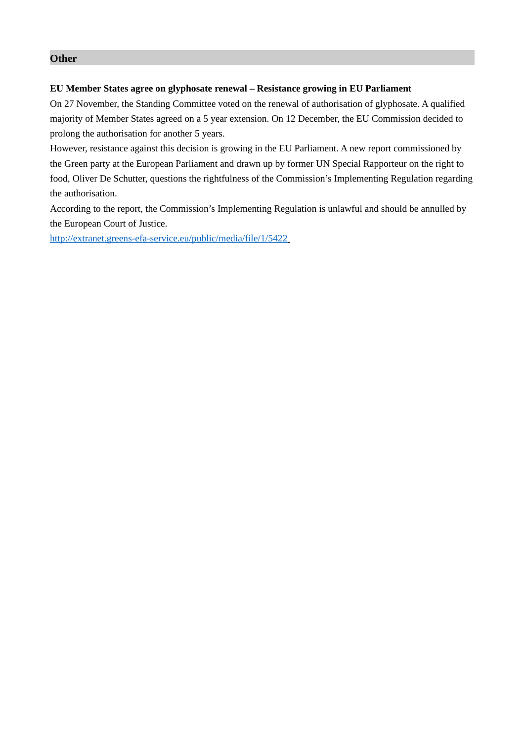## Other

**EU Member States agree on glyphosate renewal – Resistance growing in EU Parliament**

On 27 November, the Standing Committee voted on the renewal of authorisation of glyphosate. A qualified majority of Member States agreed on a 5 year extension. On 12 December, the EU Commission decided to prolong the authorisation for another 5 years.

However, resistance against this decision is growing in the EU Parliament. A new report commissioned by the Green party at the European Parliament and drawn up by former UN Special Rapporteur on the right to food, Oliver De Schutter, questions the rightfulness of the Commission's Implementing Regulation regarding the authorisation.

According to the report, the Commission's Implementing Regulation is unlawful and should be annulled by the European Court of Justice.

http://extranet.greens-efa-service.eu/public/media/file/1/5422